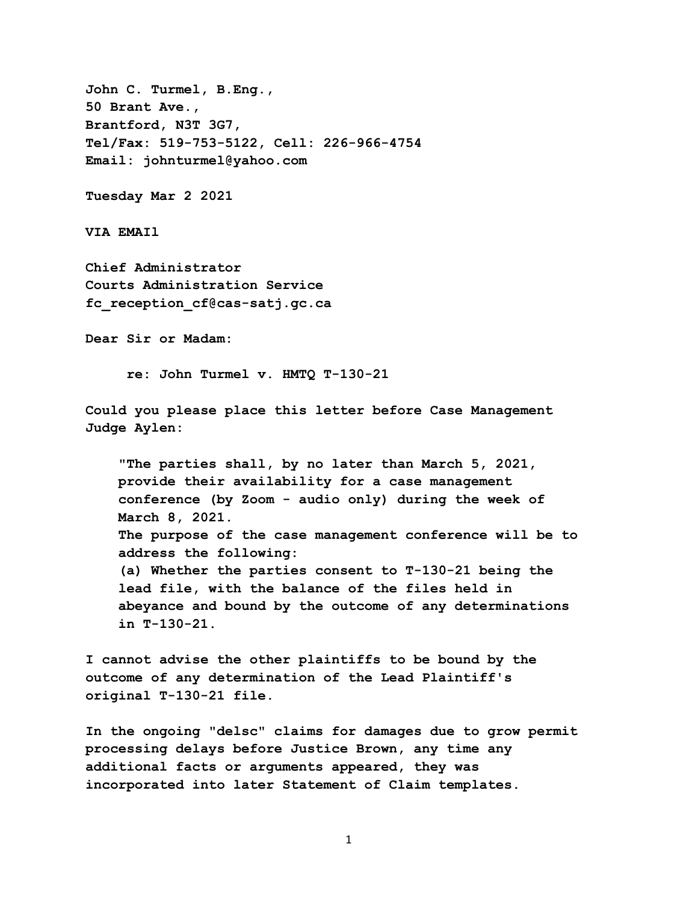**John C. Turmel, B.Eng.,**
**50 Brant Ave.,**
**Brantford, N3T 3G7,**
**Tel/Fax: 519-753-5122, Cell: 226-966-4754**
**Email: johnturmel@yahoo.com**

**Tuesday Mar 2 2021**

**VIA EMAIl**

**Chief Administrator**
**Courts Administration Service**
**fc_reception_cf@cas-satj.gc.ca**

**Dear Sir or Madam:**

**re: John Turmel v. HMTQ T-130-21**

**Could you please place this letter before Case Management Judge Aylen:**

> **"The parties shall, by no later than March 5, 2021, provide their availability for a case management conference (by Zoom - audio only) during the week of March 8, 2021.**
> **The purpose of the case management conference will be to address the following:**
> **(a) Whether the parties consent to T-130-21 being the lead file, with the balance of the files held in abeyance and bound by the outcome of any determinations in T-130-21.**

**I cannot advise the other plaintiffs to be bound by the outcome of any determination of the Lead Plaintiff's original T-130-21 file.**

**In the ongoing "delsc" claims for damages due to grow permit processing delays before Justice Brown, any time any additional facts or arguments appeared, they was incorporated into later Statement of Claim templates.**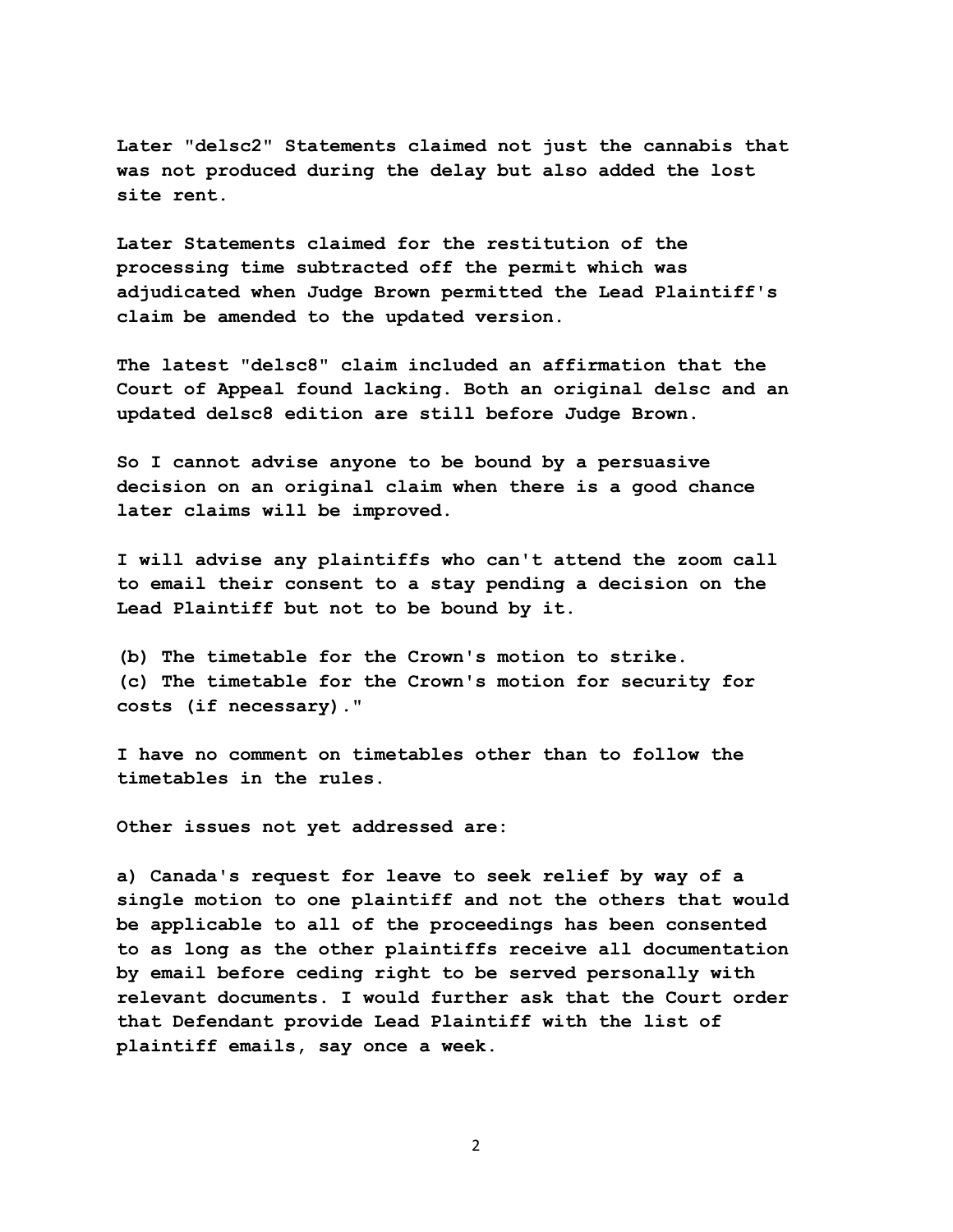Later "delsc2" Statements claimed not just the cannabis that was not produced during the delay but also added the lost site rent.

Later Statements claimed for the restitution of the processing time subtracted off the permit which was adjudicated when Judge Brown permitted the Lead Plaintiff's claim be amended to the updated version.

The latest "delsc8" claim included an affirmation that the Court of Appeal found lacking. Both an original delsc and an updated delsc8 edition are still before Judge Brown.

So I cannot advise anyone to be bound by a persuasive decision on an original claim when there is a good chance later claims will be improved.

I will advise any plaintiffs who can't attend the zoom call to email their consent to a stay pending a decision on the Lead Plaintiff but not to be bound by it.

(b) The timetable for the Crown's motion to strike.
(c) The timetable for the Crown's motion for security for costs (if necessary)."

I have no comment on timetables other than to follow the timetables in the rules.

Other issues not yet addressed are:

a) Canada's request for leave to seek relief by way of a single motion to one plaintiff and not the others that would be applicable to all of the proceedings has been consented to as long as the other plaintiffs receive all documentation by email before ceding right to be served personally with relevant documents. I would further ask that the Court order that Defendant provide Lead Plaintiff with the list of plaintiff emails, say once a week.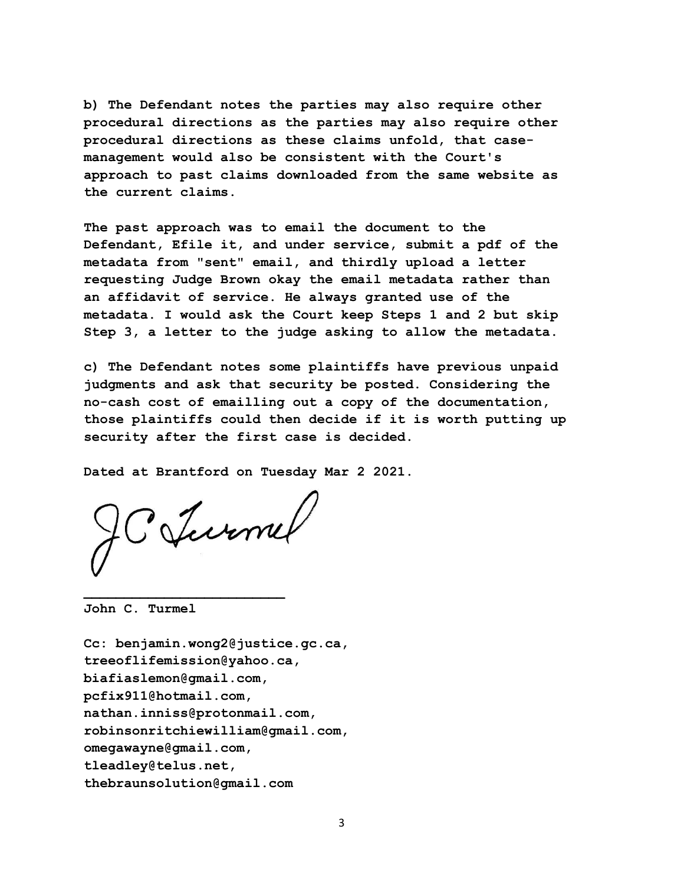b) The Defendant notes the parties may also require other procedural directions as the parties may also require other procedural directions as these claims unfold, that case-management would also be consistent with the Court's approach to past claims downloaded from the same website as the current claims.

The past approach was to email the document to the Defendant, Efile it, and under service, submit a pdf of the metadata from "sent" email, and thirdly upload a letter requesting Judge Brown okay the email metadata rather than an affidavit of service. He always granted use of the metadata. I would ask the Court keep Steps 1 and 2 but skip Step 3, a letter to the judge asking to allow the metadata.

c) The Defendant notes some plaintiffs have previous unpaid judgments and ask that security be posted. Considering the no-cash cost of emailling out a copy of the documentation, those plaintiffs could then decide if it is worth putting up security after the first case is decided.

Dated at Brantford on Tuesday Mar 2 2021.

JC Turmel

\_\_\_\_\_\_\_\_\_\_\_\_\_\_\_\_\_\_\_\_\_\_\_\_\_

John C. Turmel

Cc: benjamin.wong2@justice.gc.ca,
treeoflifemission@yahoo.ca,
biafiaslemon@gmail.com,
pcfix911@hotmail.com,
nathan.inniss@protonmail.com,
robinsonritchiewilliam@gmail.com,
omegawayne@gmail.com,
tleadley@telus.net,
thebraunsolution@gmail.com